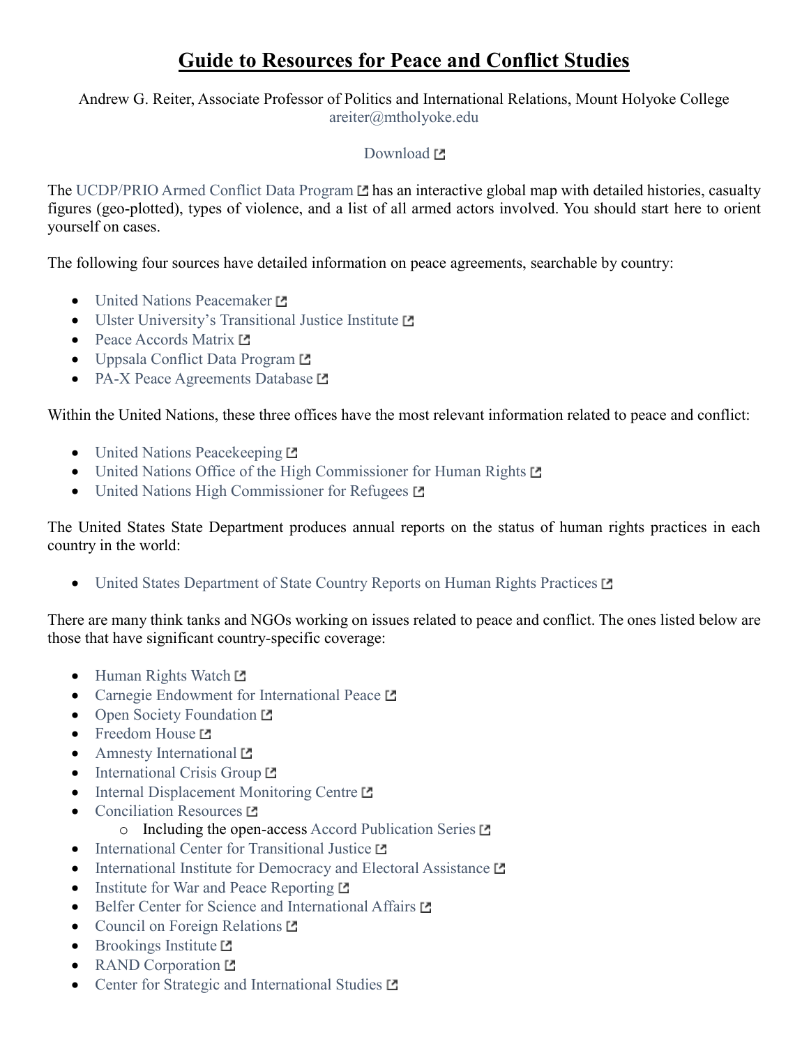# **Guide to Resources for Peace and Conflict Studies**

Andrew G. Reiter, Associate Professor of Politics and International Relations, Mount Holyoke College
areiter@mtholyoke.edu

Download

The UCDP/PRIO Armed Conflict Data Program has an interactive global map with detailed histories, casualty figures (geo-plotted), types of violence, and a list of all armed actors involved. You should start here to orient yourself on cases.

The following four sources have detailed information on peace agreements, searchable by country:

- United Nations Peacemaker
- Ulster University's Transitional Justice Institute
- Peace Accords Matrix
- Uppsala Conflict Data Program
- PA-X Peace Agreements Database

Within the United Nations, these three offices have the most relevant information related to peace and conflict:

- United Nations Peacekeeping
- United Nations Office of the High Commissioner for Human Rights
- United Nations High Commissioner for Refugees

The United States State Department produces annual reports on the status of human rights practices in each country in the world:

- United States Department of State Country Reports on Human Rights Practices

There are many think tanks and NGOs working on issues related to peace and conflict. The ones listed below are those that have significant country-specific coverage:

- Human Rights Watch
- Carnegie Endowment for International Peace
- Open Society Foundation
- Freedom House
- Amnesty International
- International Crisis Group
- Internal Displacement Monitoring Centre
- Conciliation Resources
    - Including the open-access Accord Publication Series
- International Center for Transitional Justice
- International Institute for Democracy and Electoral Assistance
- Institute for War and Peace Reporting
- Belfer Center for Science and International Affairs
- Council on Foreign Relations
- Brookings Institute
- RAND Corporation
- Center for Strategic and International Studies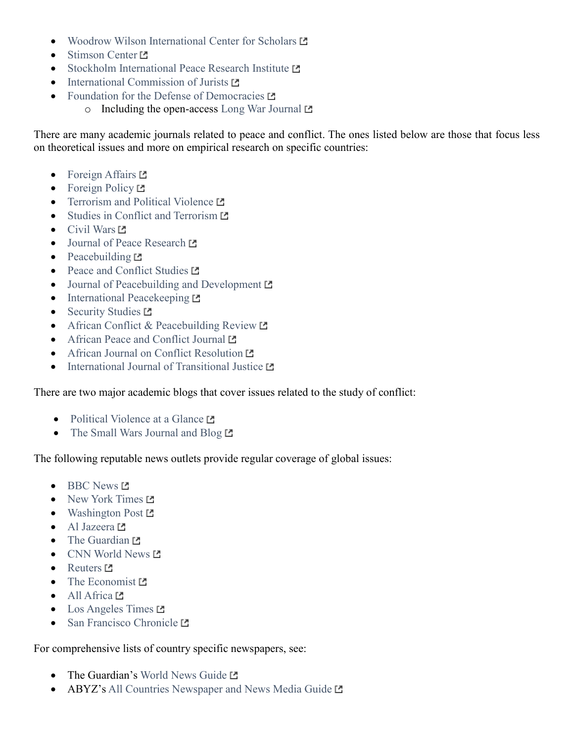- Woodrow Wilson International Center for Scholars
- Stimson Center
- Stockholm International Peace Research Institute
- International Commission of Jurists
- Foundation for the Defense of Democracies
    - Including the open-access Long War Journal

There are many academic journals related to peace and conflict. The ones listed below are those that focus less on theoretical issues and more on empirical research on specific countries:

- Foreign Affairs
- Foreign Policy
- Terrorism and Political Violence
- Studies in Conflict and Terrorism
- Civil Wars
- Journal of Peace Research
- Peacebuilding
- Peace and Conflict Studies
- Journal of Peacebuilding and Development
- International Peacekeeping
- Security Studies
- African Conflict & Peacebuilding Review
- African Peace and Conflict Journal
- African Journal on Conflict Resolution
- International Journal of Transitional Justice

There are two major academic blogs that cover issues related to the study of conflict:

- Political Violence at a Glance
- The Small Wars Journal and Blog

The following reputable news outlets provide regular coverage of global issues:

- BBC News
- New York Times
- Washington Post
- Al Jazeera
- The Guardian
- CNN World News
- Reuters
- The Economist
- All Africa
- Los Angeles Times
- San Francisco Chronicle

For comprehensive lists of country specific newspapers, see:

- The Guardian's World News Guide
- ABYZ's All Countries Newspaper and News Media Guide